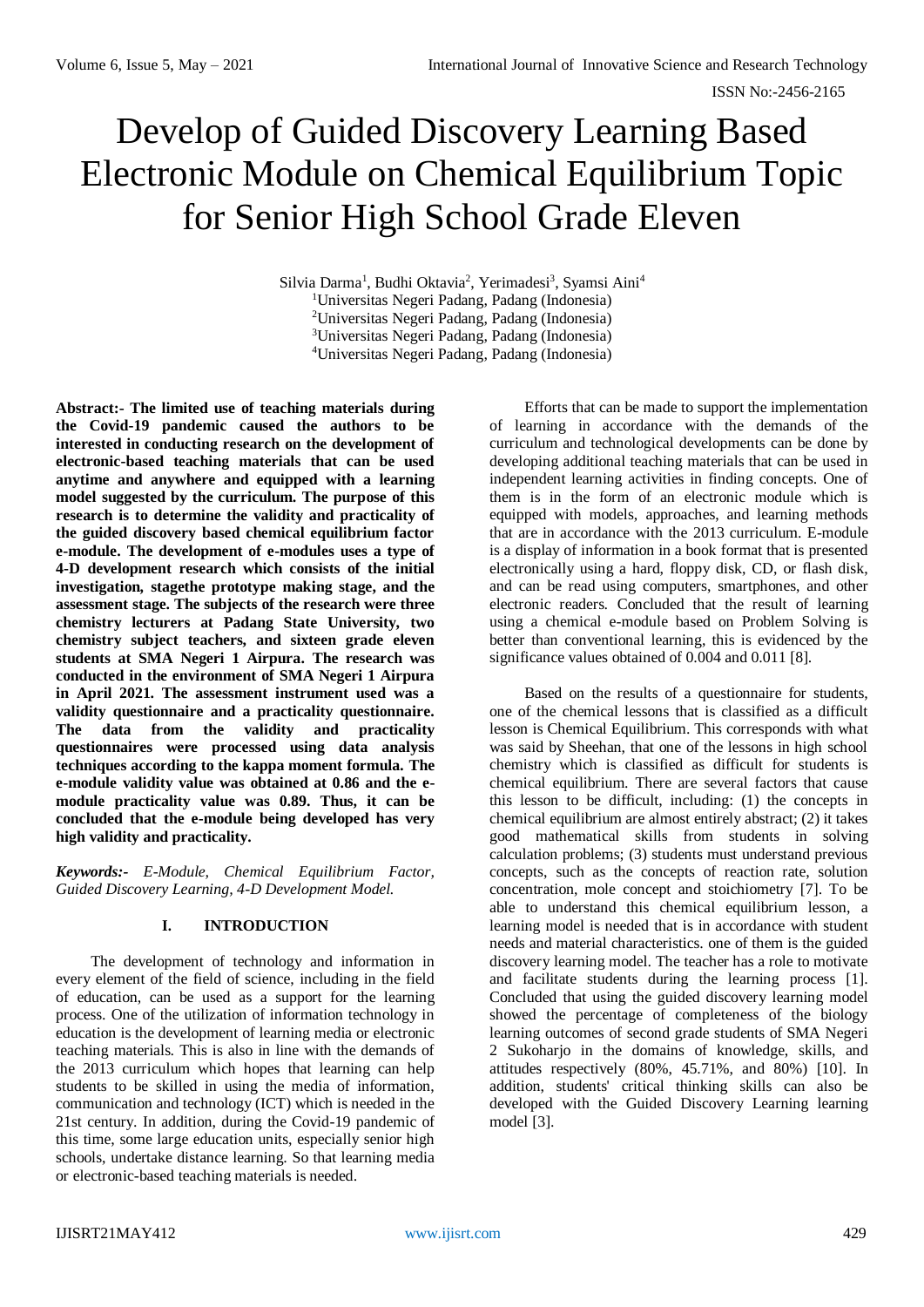# Develop of Guided Discovery Learning Based Electronic Module on Chemical Equilibrium Topic for Senior High School Grade Eleven

Silvia Darma[1], Budhi Oktavia[2], Yerimadesi[3], Syamsi Aini[4]
[1]Universitas Negeri Padang, Padang (Indonesia)
[2]Universitas Negeri Padang, Padang (Indonesia)
[3]Universitas Negeri Padang, Padang (Indonesia)
[4]Universitas Negeri Padang, Padang (Indonesia)

**Abstract:- The limited use of teaching materials during the Covid-19 pandemic caused the authors to be interested in conducting research on the development of electronic-based teaching materials that can be used anytime and anywhere and equipped with a learning model suggested by the curriculum. The purpose of this research is to determine the validity and practicality of the guided discovery based chemical equilibrium factor e-module. The development of e-modules uses a type of 4-D development research which consists of the initial investigation, stagethe prototype making stage, and the assessment stage. The subjects of the research were three chemistry lecturers at Padang State University, two chemistry subject teachers, and sixteen grade eleven students at SMA Negeri 1 Airpura. The research was conducted in the environment of SMA Negeri 1 Airpura in April 2021. The assessment instrument used was a validity questionnaire and a practicality questionnaire. The data from the validity and practicality questionnaires were processed using data analysis techniques according to the kappa moment formula. The e-module validity value was obtained at 0.86 and the e-module practicality value was 0.89. Thus, it can be concluded that the e-module being developed has very high validity and practicality.**

***Keywords:-** E-Module, Chemical Equilibrium Factor, Guided Discovery Learning, 4-D Development Model.*

## I. INTRODUCTION

The development of technology and information in every element of the field of science, including in the field of education, can be used as a support for the learning process. One of the utilization of information technology in education is the development of learning media or electronic teaching materials. This is also in line with the demands of the 2013 curriculum which hopes that learning can help students to be skilled in using the media of information, communication and technology (ICT) which is needed in the 21st century. In addition, during the Covid-19 pandemic of this time, some large education units, especially senior high schools, undertake distance learning. So that learning media or electronic-based teaching materials is needed.

Efforts that can be made to support the implementation of learning in accordance with the demands of the curriculum and technological developments can be done by developing additional teaching materials that can be used in independent learning activities in finding concepts. One of them is in the form of an electronic module which is equipped with models, approaches, and learning methods that are in accordance with the 2013 curriculum. E-module is a display of information in a book format that is presented electronically using a hard, floppy disk, CD, or flash disk, and can be read using computers, smartphones, and other electronic readers. Concluded that the result of learning using a chemical e-module based on Problem Solving is better than conventional learning, this is evidenced by the significance values obtained of 0.004 and 0.011 [8].

Based on the results of a questionnaire for students, one of the chemical lessons that is classified as a difficult lesson is Chemical Equilibrium. This corresponds with what was said by Sheehan, that one of the lessons in high school chemistry which is classified as difficult for students is chemical equilibrium. There are several factors that cause this lesson to be difficult, including: (1) the concepts in chemical equilibrium are almost entirely abstract; (2) it takes good mathematical skills from students in solving calculation problems; (3) students must understand previous concepts, such as the concepts of reaction rate, solution concentration, mole concept and stoichiometry [7]. To be able to understand this chemical equilibrium lesson, a learning model is needed that is in accordance with student needs and material characteristics. one of them is the guided discovery learning model. The teacher has a role to motivate and facilitate students during the learning process [1]. Concluded that using the guided discovery learning model showed the percentage of completeness of the biology learning outcomes of second grade students of SMA Negeri 2 Sukoharjo in the domains of knowledge, skills, and attitudes respectively (80%, 45.71%, and 80%) [10]. In addition, students' critical thinking skills can also be developed with the Guided Discovery Learning learning model [3].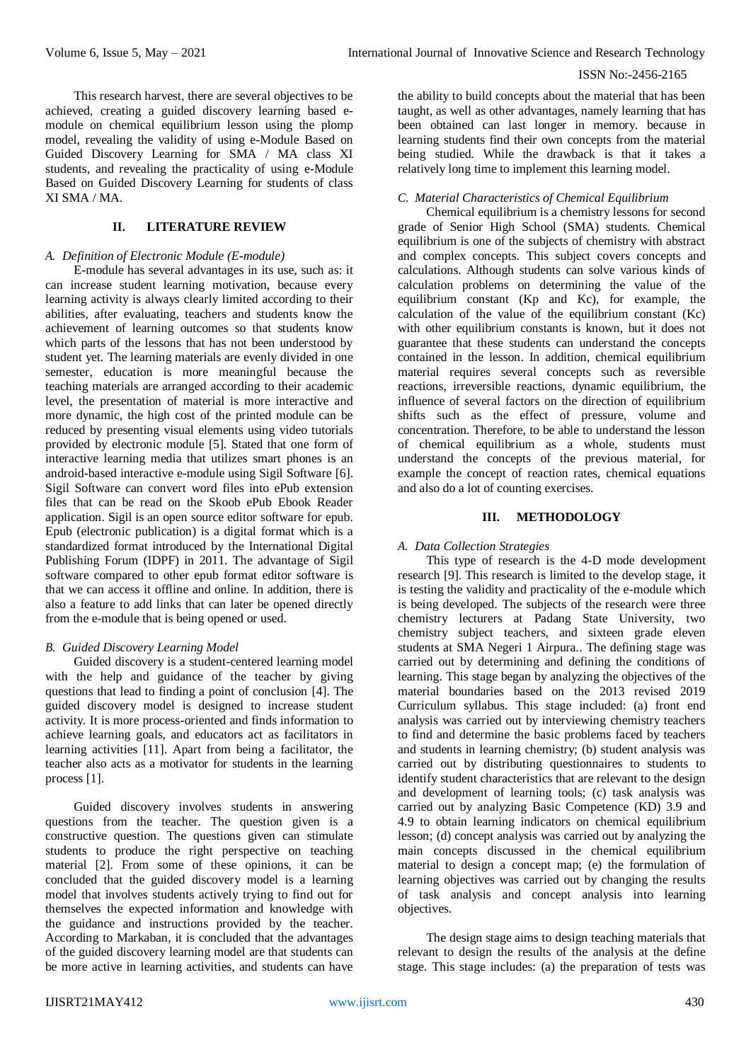This research harvest, there are several objectives to be achieved, creating a guided discovery learning based e-module on chemical equilibrium lesson using the plomp model, revealing the validity of using e-Module Based on Guided Discovery Learning for SMA / MA class XI students, and revealing the practicality of using e-Module Based on Guided Discovery Learning for students of class XI SMA / MA.

## II. LITERATURE REVIEW

### *A. Definition of Electronic Module (E-module)*

E-module has several advantages in its use, such as: it can increase student learning motivation, because every learning activity is always clearly limited according to their abilities, after evaluating, teachers and students know the achievement of learning outcomes so that students know which parts of the lessons that has not been understood by student yet. The learning materials are evenly divided in one semester, education is more meaningful because the teaching materials are arranged according to their academic level, the presentation of material is more interactive and more dynamic, the high cost of the printed module can be reduced by presenting visual elements using video tutorials provided by electronic module [5]. Stated that one form of interactive learning media that utilizes smart phones is an android-based interactive e-module using Sigil Software [6]. Sigil Software can convert word files into ePub extension files that can be read on the Skoob ePub Ebook Reader application. Sigil is an open source editor software for epub. Epub (electronic publication) is a digital format which is a standardized format introduced by the International Digital Publishing Forum (IDPF) in 2011. The advantage of Sigil software compared to other epub format editor software is that we can access it offline and online. In addition, there is also a feature to add links that can later be opened directly from the e-module that is being opened or used.

### *B. Guided Discovery Learning Model*

Guided discovery is a student-centered learning model with the help and guidance of the teacher by giving questions that lead to finding a point of conclusion [4]. The guided discovery model is designed to increase student activity. It is more process-oriented and finds information to achieve learning goals, and educators act as facilitators in learning activities [11]. Apart from being a facilitator, the teacher also acts as a motivator for students in the learning process [1].

Guided discovery involves students in answering questions from the teacher. The question given is a constructive question. The questions given can stimulate students to produce the right perspective on teaching material [2]. From some of these opinions, it can be concluded that the guided discovery model is a learning model that involves students actively trying to find out for themselves the expected information and knowledge with the guidance and instructions provided by the teacher. According to Markaban, it is concluded that the advantages of the guided discovery learning model are that students can be more active in learning activities, and students can have the ability to build concepts about the material that has been taught, as well as other advantages, namely learning that has been obtained can last longer in memory. because in learning students find their own concepts from the material being studied. While the drawback is that it takes a relatively long time to implement this learning model.

### *C. Material Characteristics of Chemical Equilibrium*

Chemical equilibrium is a chemistry lessons for second grade of Senior High School (SMA) students. Chemical equilibrium is one of the subjects of chemistry with abstract and complex concepts. This subject covers concepts and calculations. Although students can solve various kinds of calculation problems on determining the value of the equilibrium constant (Kp and Kc), for example, the calculation of the value of the equilibrium constant (Kc) with other equilibrium constants is known, but it does not guarantee that these students can understand the concepts contained in the lesson. In addition, chemical equilibrium material requires several concepts such as reversible reactions, irreversible reactions, dynamic equilibrium, the influence of several factors on the direction of equilibrium shifts such as the effect of pressure, volume and concentration. Therefore, to be able to understand the lesson of chemical equilibrium as a whole, students must understand the concepts of the previous material, for example the concept of reaction rates, chemical equations and also do a lot of counting exercises.

## III. METHODOLOGY

### *A. Data Collection Strategies*

This type of research is the 4-D mode development research [9]. This research is limited to the develop stage, it is testing the validity and practicality of the e-module which is being developed. The subjects of the research were three chemistry lecturers at Padang State University, two chemistry subject teachers, and sixteen grade eleven students at SMA Negeri 1 Airpura.. The defining stage was carried out by determining and defining the conditions of learning. This stage began by analyzing the objectives of the material boundaries based on the 2013 revised 2019 Curriculum syllabus. This stage included: (a) front end analysis was carried out by interviewing chemistry teachers to find and determine the basic problems faced by teachers and students in learning chemistry; (b) student analysis was carried out by distributing questionnaires to students to identify student characteristics that are relevant to the design and development of learning tools; (c) task analysis was carried out by analyzing Basic Competence (KD) 3.9 and 4.9 to obtain learning indicators on chemical equilibrium lesson; (d) concept analysis was carried out by analyzing the main concepts discussed in the chemical equilibrium material to design a concept map; (e) the formulation of learning objectives was carried out by changing the results of task analysis and concept analysis into learning objectives.

The design stage aims to design teaching materials that relevant to design the results of the analysis at the define stage. This stage includes: (a) the preparation of tests was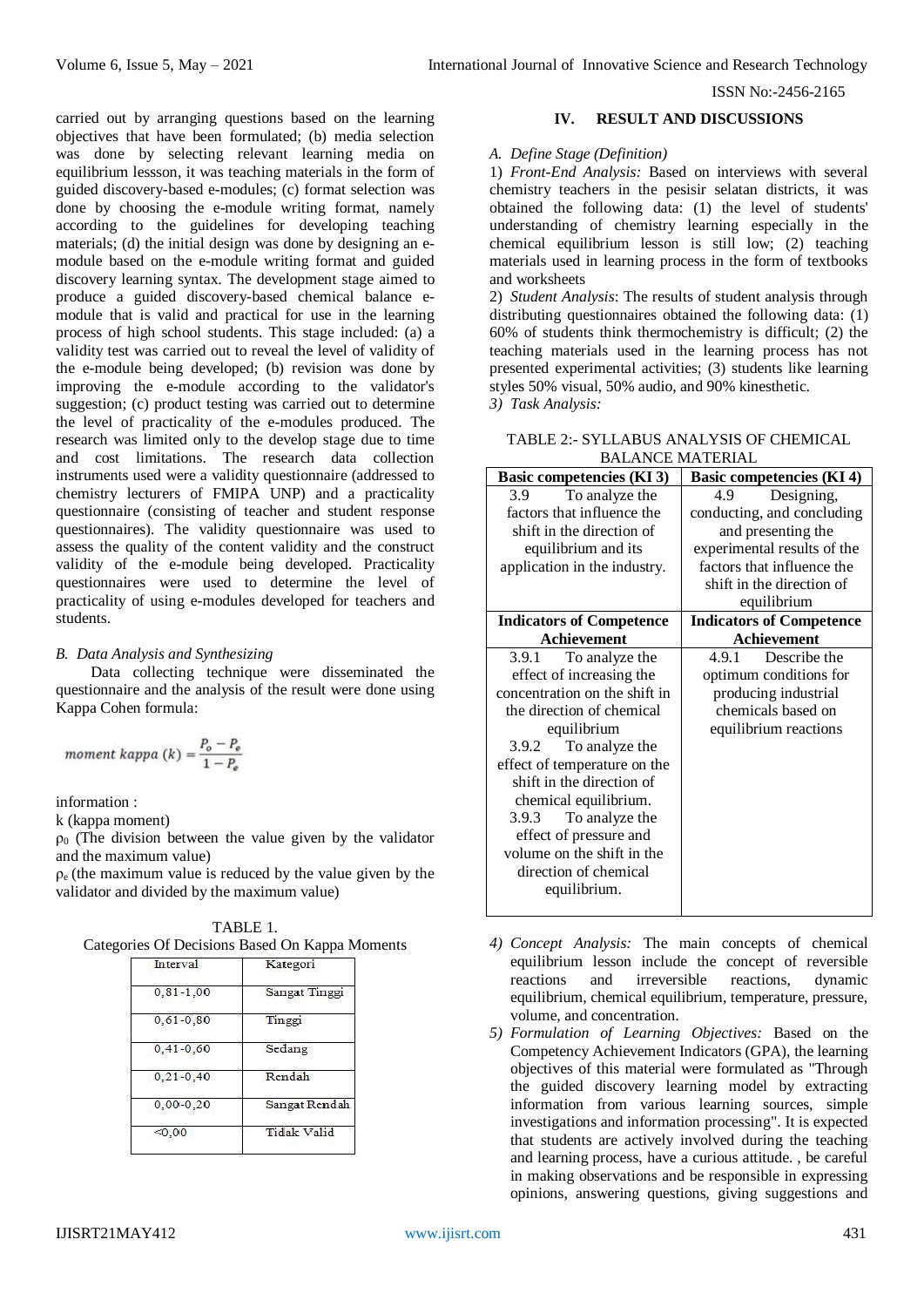carried out by arranging questions based on the learning objectives that have been formulated; (b) media selection was done by selecting relevant learning media on equilibrium lessson, it was teaching materials in the form of guided discovery-based e-modules; (c) format selection was done by choosing the e-module writing format, namely according to the guidelines for developing teaching materials; (d) the initial design was done by designing an e-module based on the e-module writing format and guided discovery learning syntax. The development stage aimed to produce a guided discovery-based chemical balance e-module that is valid and practical for use in the learning process of high school students. This stage included: (a) a validity test was carried out to reveal the level of validity of the e-module being developed; (b) revision was done by improving the e-module according to the validator's suggestion; (c) product testing was carried out to determine the level of practicality of the e-modules produced. The research was limited only to the develop stage due to time and cost limitations. The research data collection instruments used were a validity questionnaire (addressed to chemistry lecturers of FMIPA UNP) and a practicality questionnaire (consisting of teacher and student response questionnaires). The validity questionnaire was used to assess the quality of the content validity and the construct validity of the e-module being developed. Practicality questionnaires were used to determine the level of practicality of using e-modules developed for teachers and students.

*B. Data Analysis and Synthesizing*

Data collecting technique were disseminated the questionnaire and the analysis of the result were done using Kappa Cohen formula:

$$moment\ kappa\ (k) = \frac{P_o - P_e}{1 - P_e}$$

information :
k (kappa moment)
$\rho_0$ (The division between the value given by the validator and the maximum value)
$\rho_e$ (the maximum value is reduced by the value given by the validator and divided by the maximum value)

TABLE 1.
Categories Of Decisions Based On Kappa Moments

| Interval | Kategori |
|---|---|
| 0,81-1,00 | Sangat Tinggi |
| 0,61-0,80 | Tinggi |
| 0,41-0,60 | Sedang |
| 0,21-0,40 | Rendah |
| 0,00-0,20 | Sangat Rendah |
| <0,00 | Tidak Valid |

## IV. RESULT AND DISCUSSIONS

*A. Define Stage (Definition)*

1) *Front-End Analysis:* Based on interviews with several chemistry teachers in the pesisir selatan districts, it was obtained the following data: (1) the level of students' understanding of chemistry learning especially in the chemical equilibrium lesson is still low; (2) teaching materials used in learning process in the form of textbooks and worksheets

2) *Student Analysis*: The results of student analysis through distributing questionnaires obtained the following data: (1) 60% of students think thermochemistry is difficult; (2) the teaching materials used in the learning process has not presented experimental activities; (3) students like learning styles 50% visual, 50% audio, and 90% kinesthetic.

3) *Task Analysis:*

TABLE 2:- SYLLABUS ANALYSIS OF CHEMICAL BALANCE MATERIAL

| **Basic competencies (KI 3)** | **Basic competencies (KI 4)** |
|---|---|
| 3.9 To analyze the factors that influence the shift in the direction of equilibrium and its application in the industry. | 4.9 Designing, conducting, and concluding and presenting the experimental results of the factors that influence the shift in the direction of equilibrium |
| **Indicators of Competence Achievement** | **Indicators of Competence Achievement** |
| 3.9.1 To analyze the effect of increasing the concentration on the shift in the direction of chemical equilibrium<br>3.9.2 To analyze the effect of temperature on the shift in the direction of chemical equilibrium.<br>3.9.3 To analyze the effect of pressure and volume on the shift in the direction of chemical equilibrium. | 4.9.1 Describe the optimum conditions for producing industrial chemicals based on equilibrium reactions |

4) *Concept Analysis:* The main concepts of chemical equilibrium lesson include the concept of reversible reactions and irreversible reactions, dynamic equilibrium, chemical equilibrium, temperature, pressure, volume, and concentration.

5) *Formulation of Learning Objectives:* Based on the Competency Achievement Indicators (GPA), the learning objectives of this material were formulated as "Through the guided discovery learning model by extracting information from various learning sources, simple investigations and information processing". It is expected that students are actively involved during the teaching and learning process, have a curious attitude. , be careful in making observations and be responsible in expressing opinions, answering questions, giving suggestions and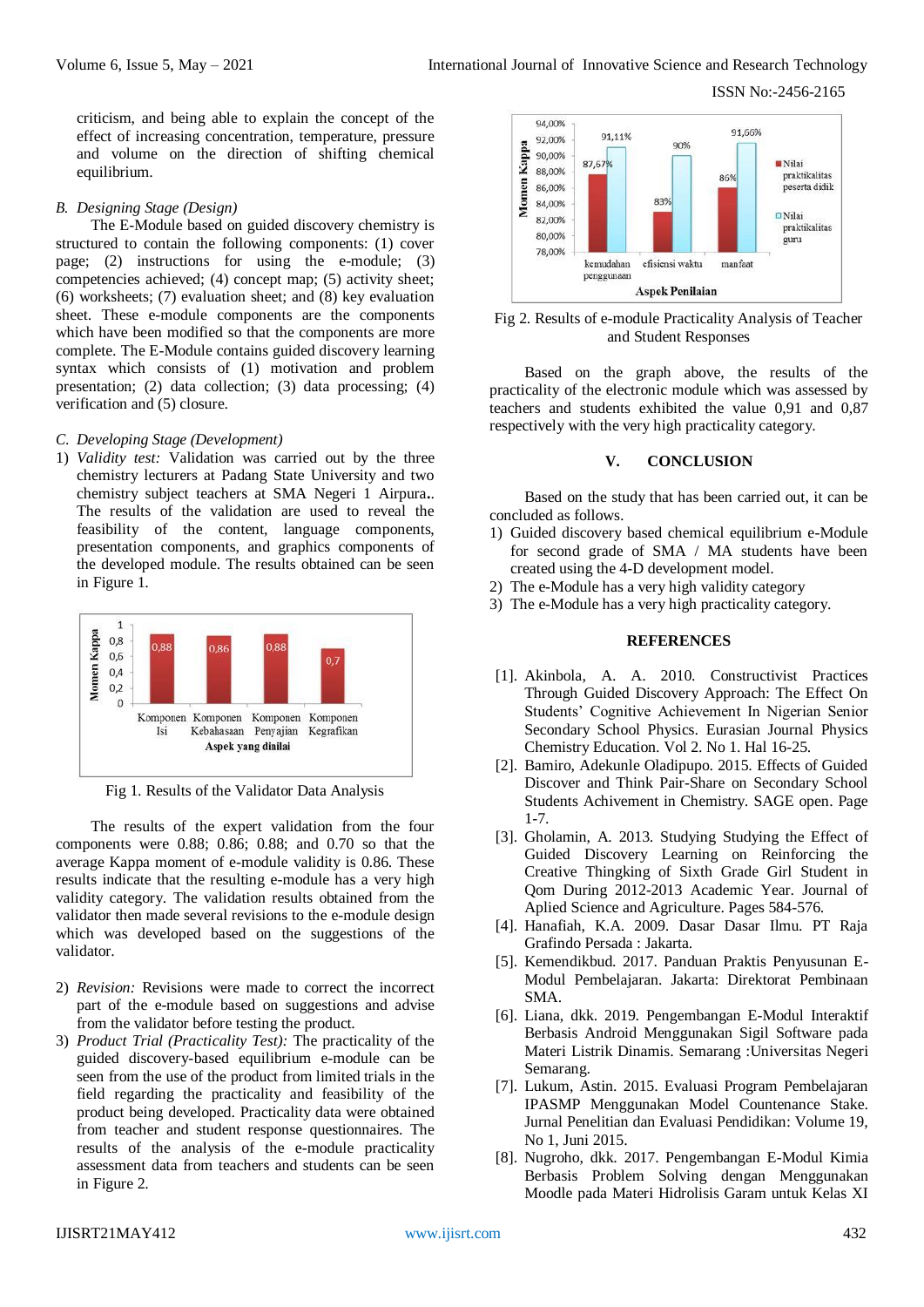criticism, and being able to explain the concept of the effect of increasing concentration, temperature, pressure and volume on the direction of shifting chemical equilibrium.

*B. Designing Stage (Design)*

The E-Module based on guided discovery chemistry is structured to contain the following components: (1) cover page; (2) instructions for using the e-module; (3) competencies achieved; (4) concept map; (5) activity sheet; (6) worksheets; (7) evaluation sheet; and (8) key evaluation sheet. These e-module components are the components which have been modified so that the components are more complete. The E-Module contains guided discovery learning syntax which consists of (1) motivation and problem presentation; (2) data collection; (3) data processing; (4) verification and (5) closure.

*C. Developing Stage (Development)*

1) *Validity test:* Validation was carried out by the three chemistry lecturers at Padang State University and two chemistry subject teachers at SMA Negeri 1 Airpura.. The results of the validation are used to reveal the feasibility of the content, language components, presentation components, and graphics components of the developed module. The results obtained can be seen in Figure 1.

Fig 1. Results of the Validator Data Analysis

The results of the expert validation from the four components were 0.88; 0.86; 0.88; and 0.70 so that the average Kappa moment of e-module validity is 0.86. These results indicate that the resulting e-module has a very high validity category. The validation results obtained from the validator then made several revisions to the e-module design which was developed based on the suggestions of the validator.

2) *Revision:* Revisions were made to correct the incorrect part of the e-module based on suggestions and advise from the validator before testing the product.
3) *Product Trial (Practicality Test):* The practicality of the guided discovery-based equilibrium e-module can be seen from the use of the product from limited trials in the field regarding the practicality and feasibility of the product being developed. Practicality data were obtained from teacher and student response questionnaires. The results of the analysis of the e-module practicality assessment data from teachers and students can be seen in Figure 2.

Fig 2. Results of e-module Practicality Analysis of Teacher and Student Responses

Based on the graph above, the results of the practicality of the electronic module which was assessed by teachers and students exhibited the value 0,91 and 0,87 respectively with the very high practicality category.

## V. CONCLUSION

Based on the study that has been carried out, it can be concluded as follows.

1) Guided discovery based chemical equilibrium e-Module for second grade of SMA / MA students have been created using the 4-D development model.
2) The e-Module has a very high validity category
3) The e-Module has a very high practicality category.

## REFERENCES

[1]. Akinbola, A. A. 2010. Constructivist Practices Through Guided Discovery Approach: The Effect On Students' Cognitive Achievement In Nigerian Senior Secondary School Physics. Eurasian Journal Physics Chemistry Education. Vol 2. No 1. Hal 16-25.

[2]. Bamiro, Adekunle Oladipupo. 2015. Effects of Guided Discover and Think Pair-Share on Secondary School Students Achivement in Chemistry. SAGE open. Page 1-7.

[3]. Gholamin, A. 2013. Studying Studying the Effect of Guided Discovery Learning on Reinforcing the Creative Thingking of Sixth Grade Girl Student in Qom During 2012-2013 Academic Year. Journal of Aplied Science and Agriculture. Pages 584-576.

[4]. Hanafiah, K.A. 2009. Dasar Dasar Ilmu. PT Raja Grafindo Persada : Jakarta.

[5]. Kemendikbud. 2017. Panduan Praktis Penyusunan E-Modul Pembelajaran. Jakarta: Direktorat Pembinaan SMA.

[6]. Liana, dkk. 2019. Pengembangan E-Modul Interaktif Berbasis Android Menggunakan Sigil Software pada Materi Listrik Dinamis. Semarang :Universitas Negeri Semarang.

[7]. Lukum, Astin. 2015. Evaluasi Program Pembelajaran IPASMP Menggunakan Model Countenance Stake. Jurnal Penelitian dan Evaluasi Pendidikan: Volume 19, No 1, Juni 2015.

[8]. Nugroho, dkk. 2017. Pengembangan E-Modul Kimia Berbasis Problem Solving dengan Menggunakan Moodle pada Materi Hidrolisis Garam untuk Kelas XI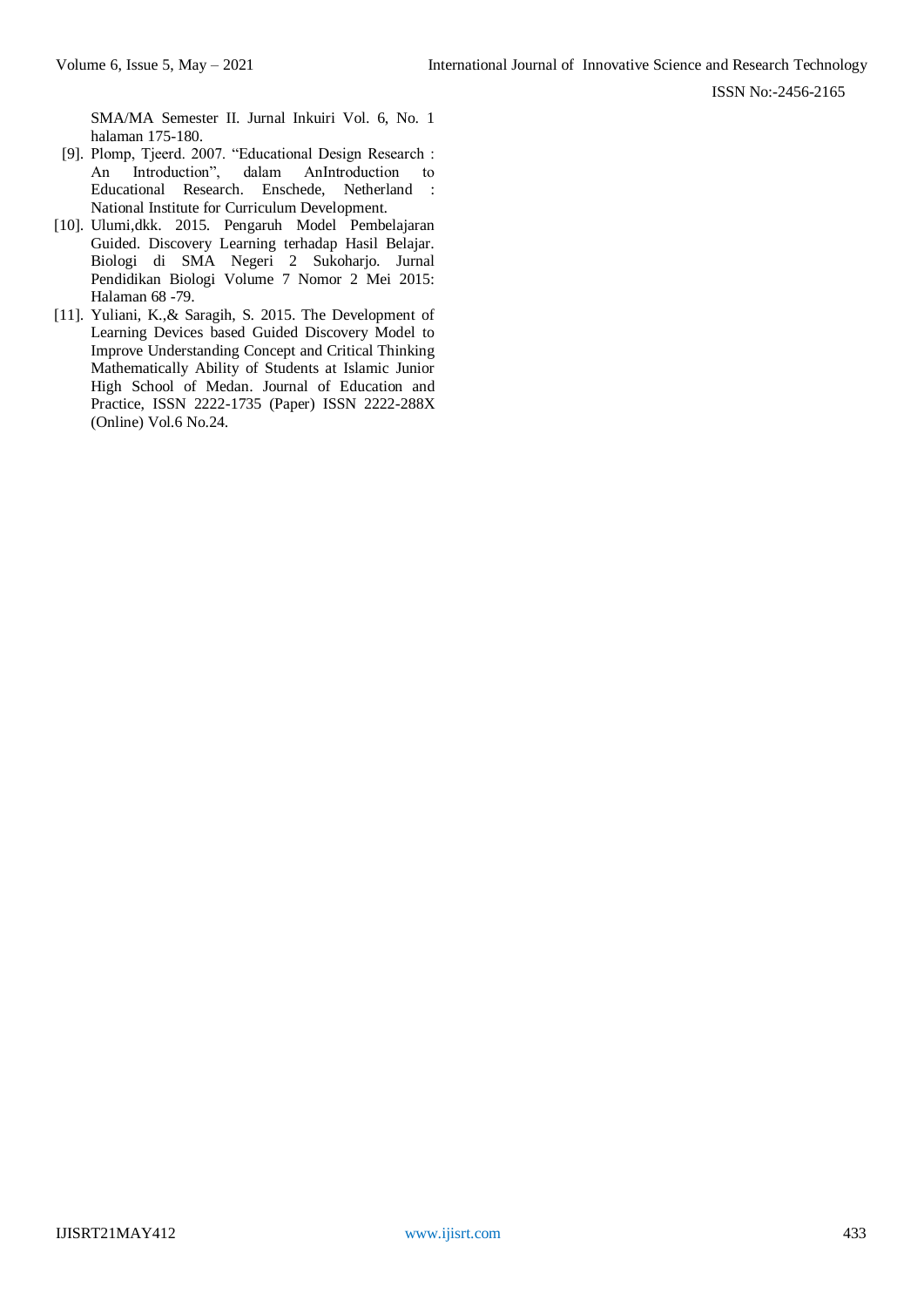SMA/MA Semester II. Jurnal Inkuiri Vol. 6, No. 1 halaman 175-180.

[9]. Plomp, Tjeerd. 2007. "Educational Design Research : An Introduction", dalam AnIntroduction to Educational Research. Enschede, Netherland : National Institute for Curriculum Development.

[10]. Ulumi,dkk. 2015. Pengaruh Model Pembelajaran Guided. Discovery Learning terhadap Hasil Belajar. Biologi di SMA Negeri 2 Sukoharjo. Jurnal Pendidikan Biologi Volume 7 Nomor 2 Mei 2015: Halaman 68 -79.

[11]. Yuliani, K.,& Saragih, S. 2015. The Development of Learning Devices based Guided Discovery Model to Improve Understanding Concept and Critical Thinking Mathematically Ability of Students at Islamic Junior High School of Medan. Journal of Education and Practice, ISSN 2222-1735 (Paper) ISSN 2222-288X (Online) Vol.6 No.24.